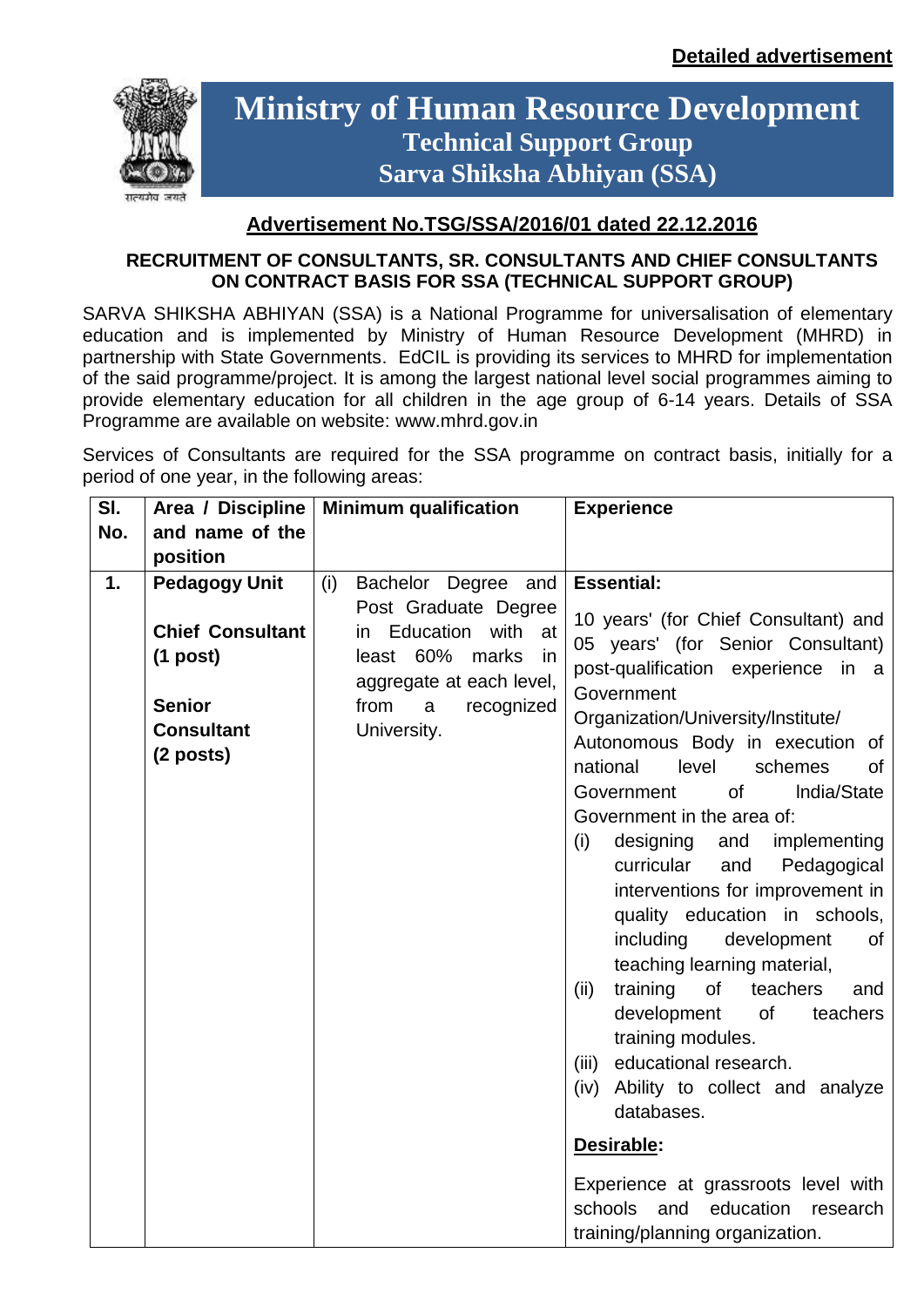**Detailed advertisement**

# Ministry of Human Resource Development
## Technical Support Group
## Sarva Shiksha Abhiyan (SSA)

**Advertisement No.TSG/SSA/2016/01 dated 22.12.2016**

**RECRUITMENT OF CONSULTANTS, SR. CONSULTANTS AND CHIEF CONSULTANTS ON CONTRACT BASIS FOR SSA (TECHNICAL SUPPORT GROUP)**

SARVA SHIKSHA ABHIYAN (SSA) is a National Programme for universalisation of elementary education and is implemented by Ministry of Human Resource Development (MHRD) in partnership with State Governments. EdCIL is providing its services to MHRD for implementation of the said programme/project. It is among the largest national level social programmes aiming to provide elementary education for all children in the age group of 6-14 years. Details of SSA Programme are available on website: www.mhrd.gov.in

Services of Consultants are required for the SSA programme on contract basis, initially for a period of one year, in the following areas:

| Sl. No. | Area / Discipline and name of the position | Minimum qualification | Experience |
|---|---|---|---|
| **1.** | **Pedagogy Unit**<br><br>**Chief Consultant (1 post)**<br><br>**Senior Consultant (2 posts)** | (i) Bachelor Degree and Post Graduate Degree in Education with at least 60% marks in aggregate at each level, from a recognized University. | **Essential:**<br><br>10 years' (for Chief Consultant) and 05 years' (for Senior Consultant) post-qualification experience in a Government Organization/University/Institute/ Autonomous Body in execution of national level schemes of Government of India/State Government in the area of:<br>(i) designing and implementing curricular and Pedagogical interventions for improvement in quality education in schools, including development of teaching learning material,<br>(ii) training of teachers and development of teachers training modules.<br>(iii) educational research.<br>(iv) Ability to collect and analyze databases.<br><br>**Desirable:**<br><br>Experience at grassroots level with schools and education research training/planning organization. |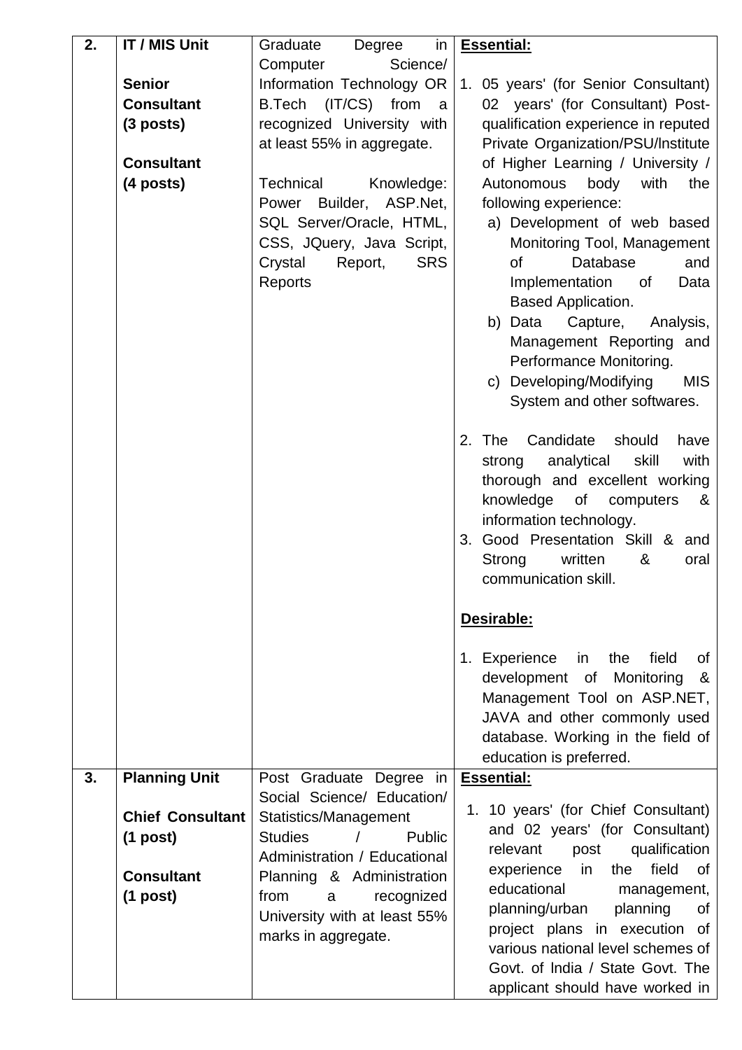| | | | |
|---|---|---|---|
| **2.** | **IT / MIS Unit**<br><br>**Senior Consultant (3 posts)**<br><br>**Consultant (4 posts)** | Graduate Degree in Computer Science/ Information Technology OR B.Tech (IT/CS) from a recognized University with at least 55% in aggregate.<br><br>Technical Knowledge: Power Builder, ASP.Net, SQL Server/Oracle, HTML, CSS, JQuery, Java Script, Crystal Report, SRS Reports | **Essential:**<br><br>1. 05 years' (for Senior Consultant) 02 years' (for Consultant) Post-qualification experience in reputed Private Organization/PSU/Institute of Higher Learning / University / Autonomous body with the following experience:<br>a) Development of web based Monitoring Tool, Management of Database and Implementation of Data Based Application.<br>b) Data Capture, Analysis, Management Reporting and Performance Monitoring.<br>c) Developing/Modifying MIS System and other softwares.<br><br>2. The Candidate should have strong analytical skill with thorough and excellent working knowledge of computers & information technology.<br>3. Good Presentation Skill & and Strong written & oral communication skill.<br><br>**Desirable:**<br><br>1. Experience in the field of development of Monitoring & Management Tool on ASP.NET, JAVA and other commonly used database. Working in the field of education is preferred. |
| **3.** | **Planning Unit**<br><br>**Chief Consultant (1 post)**<br><br>**Consultant (1 post)** | Post Graduate Degree in Social Science/ Education/ Statistics/Management Studies / Public Administration / Educational Planning & Administration from a recognized University with at least 55% marks in aggregate. | **Essential:**<br><br>1. 10 years' (for Chief Consultant) and 02 years' (for Consultant) relevant post qualification experience in the field of educational management, planning/urban planning of project plans in execution of various national level schemes of Govt. of India / State Govt. The applicant should have worked in |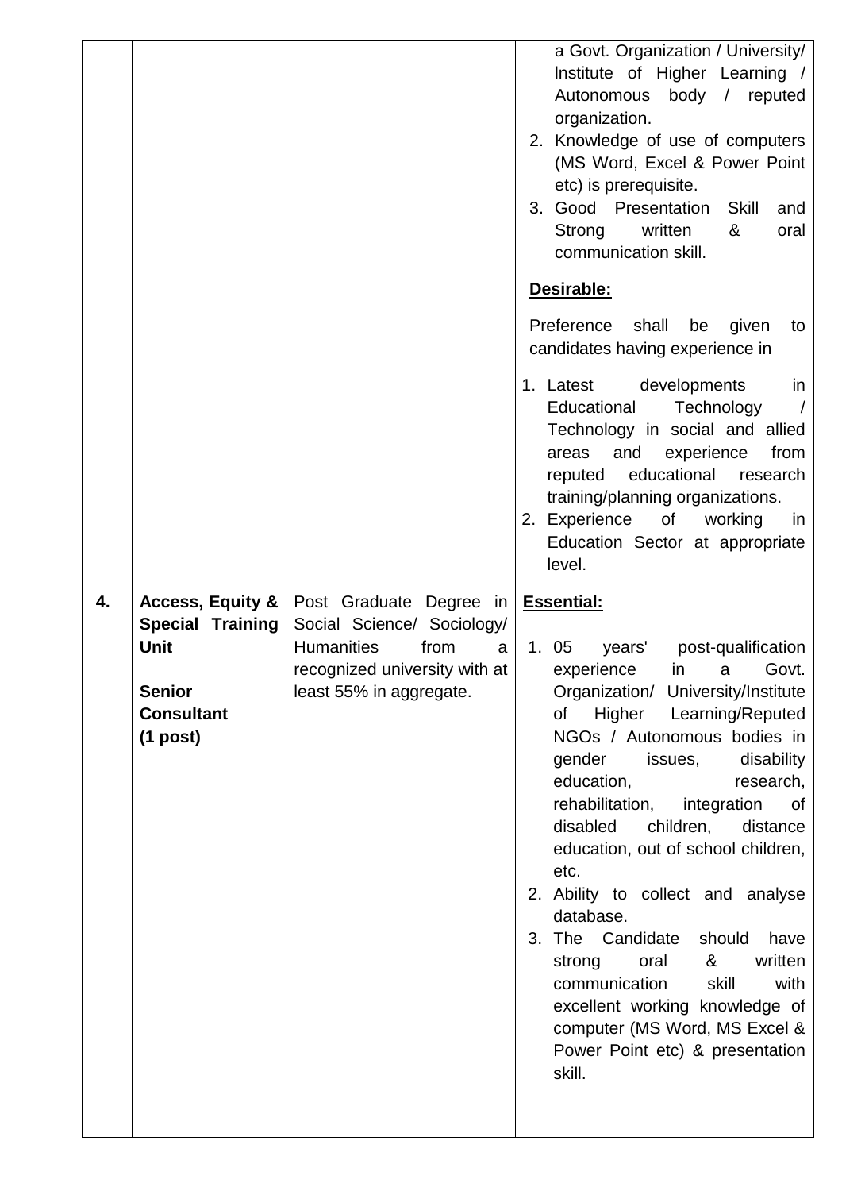| | | | |
|---|---|---|---|
| | | | a Govt. Organization / University/ Institute of Higher Learning / Autonomous body / reputed organization.<br>2. Knowledge of use of computers (MS Word, Excel & Power Point etc) is prerequisite.<br>3. Good Presentation Skill and Strong written & oral communication skill.<br><br>**Desirable:**<br><br>Preference shall be given to candidates having experience in<br><br>1. Latest developments in Educational Technology / Technology in social and allied areas and experience from reputed educational research training/planning organizations.<br>2. Experience of working in Education Sector at appropriate level. |
| **4.** | **Access, Equity & Special Training Unit**<br><br>**Senior Consultant (1 post)** | Post Graduate Degree in Social Science/ Sociology/ Humanities from a recognized university with at least 55% in aggregate. | **Essential:**<br><br>1. 05 years' post-qualification experience in a Govt. Organization/ University/Institute of Higher Learning/Reputed NGOs / Autonomous bodies in gender issues, disability education, research, rehabilitation, integration of disabled children, distance education, out of school children, etc.<br>2. Ability to collect and analyse database.<br>3. The Candidate should have strong oral & written communication skill with excellent working knowledge of computer (MS Word, MS Excel & Power Point etc) & presentation skill. |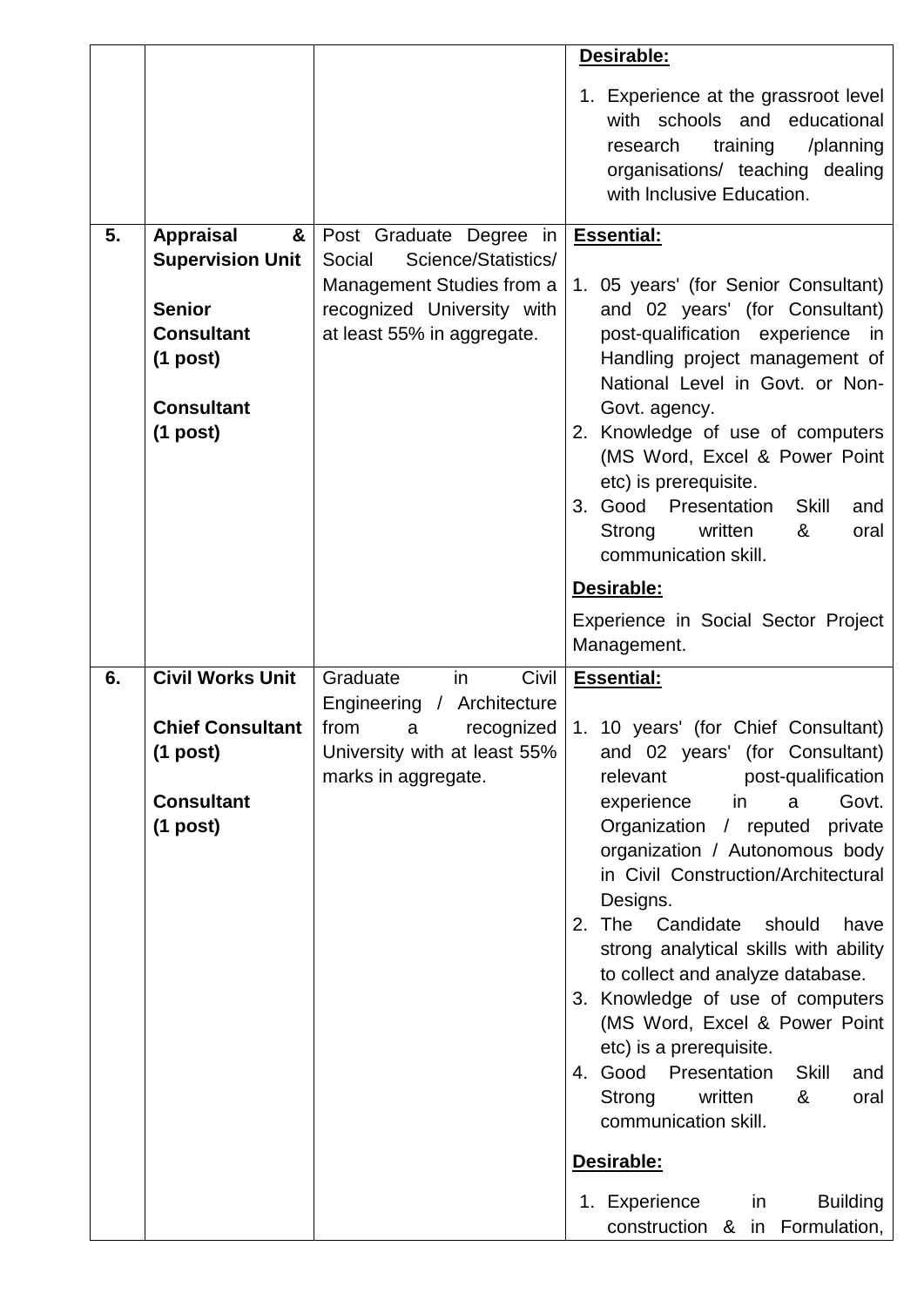| | | | |
|---|---|---|---|
| | | | **Desirable:**<br><br>1. Experience at the grassroot level with schools and educational research training /planning organisations/ teaching dealing with Inclusive Education. |
| **5.** | **Appraisal & Supervision Unit**<br><br>**Senior Consultant (1 post)**<br><br>**Consultant (1 post)** | Post Graduate Degree in Social Science/Statistics/ Management Studies from a recognized University with at least 55% in aggregate. | **Essential:**<br><br>1. 05 years' (for Senior Consultant) and 02 years' (for Consultant) post-qualification experience in Handling project management of National Level in Govt. or Non-Govt. agency.<br>2. Knowledge of use of computers (MS Word, Excel & Power Point etc) is prerequisite.<br>3. Good Presentation Skill and Strong written & oral communication skill.<br><br>**Desirable:**<br><br>Experience in Social Sector Project Management. |
| **6.** | **Civil Works Unit**<br><br>**Chief Consultant (1 post)**<br><br>**Consultant (1 post)** | Graduate in Civil Engineering / Architecture from a recognized University with at least 55% marks in aggregate. | **Essential:**<br><br>1. 10 years' (for Chief Consultant) and 02 years' (for Consultant) relevant post-qualification experience in a Govt. Organization / reputed private organization / Autonomous body in Civil Construction/Architectural Designs.<br>2. The Candidate should have strong analytical skills with ability to collect and analyze database.<br>3. Knowledge of use of computers (MS Word, Excel & Power Point etc) is a prerequisite.<br>4. Good Presentation Skill and Strong written & oral communication skill.<br><br>**Desirable:**<br><br>1. Experience in Building construction & in Formulation, |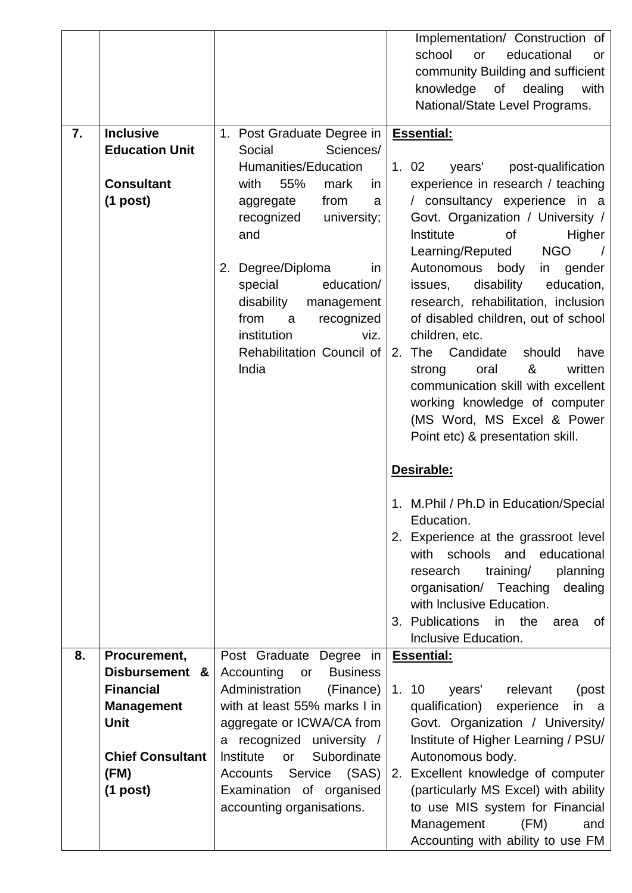| | | | |
|---|---|---|---|
| | | | Implementation/ Construction of school or educational or community Building and sufficient knowledge of dealing with National/State Level Programs. |
| **7.** | **Inclusive Education Unit**<br><br>**Consultant (1 post)** | 1. Post Graduate Degree in Social Sciences/ Humanities/Education with 55% mark in aggregate from a recognized university; and<br><br>2. Degree/Diploma in special education/ disability management from a recognized institution viz. Rehabilitation Council of India | **Essential:**<br><br>1. 02 years' post-qualification experience in research / teaching / consultancy experience in a Govt. Organization / University / Institute of Higher Learning/Reputed NGO / Autonomous body in gender issues, disability education, research, rehabilitation, inclusion of disabled children, out of school children, etc.<br>2. The Candidate should have strong oral & written communication skill with excellent working knowledge of computer (MS Word, MS Excel & Power Point etc) & presentation skill.<br><br>**Desirable:**<br><br>1. M.Phil / Ph.D in Education/Special Education.<br>2. Experience at the grassroot level with schools and educational research training/ planning organisation/ Teaching dealing with Inclusive Education.<br>3. Publications in the area of Inclusive Education. |
| **8.** | **Procurement, Disbursement & Financial Management Unit**<br><br>**Chief Consultant (FM) (1 post)** | Post Graduate Degree in Accounting or Business Administration (Finance) with at least 55% marks I in aggregate or ICWA/CA from a recognized university / Institute or Subordinate Accounts Service (SAS) Examination of organised accounting organisations. | **Essential:**<br><br>1. 10 years' relevant (post qualification) experience in a Govt. Organization / University/ Institute of Higher Learning / PSU/ Autonomous body.<br>2. Excellent knowledge of computer (particularly MS Excel) with ability to use MIS system for Financial Management (FM) and Accounting with ability to use FM |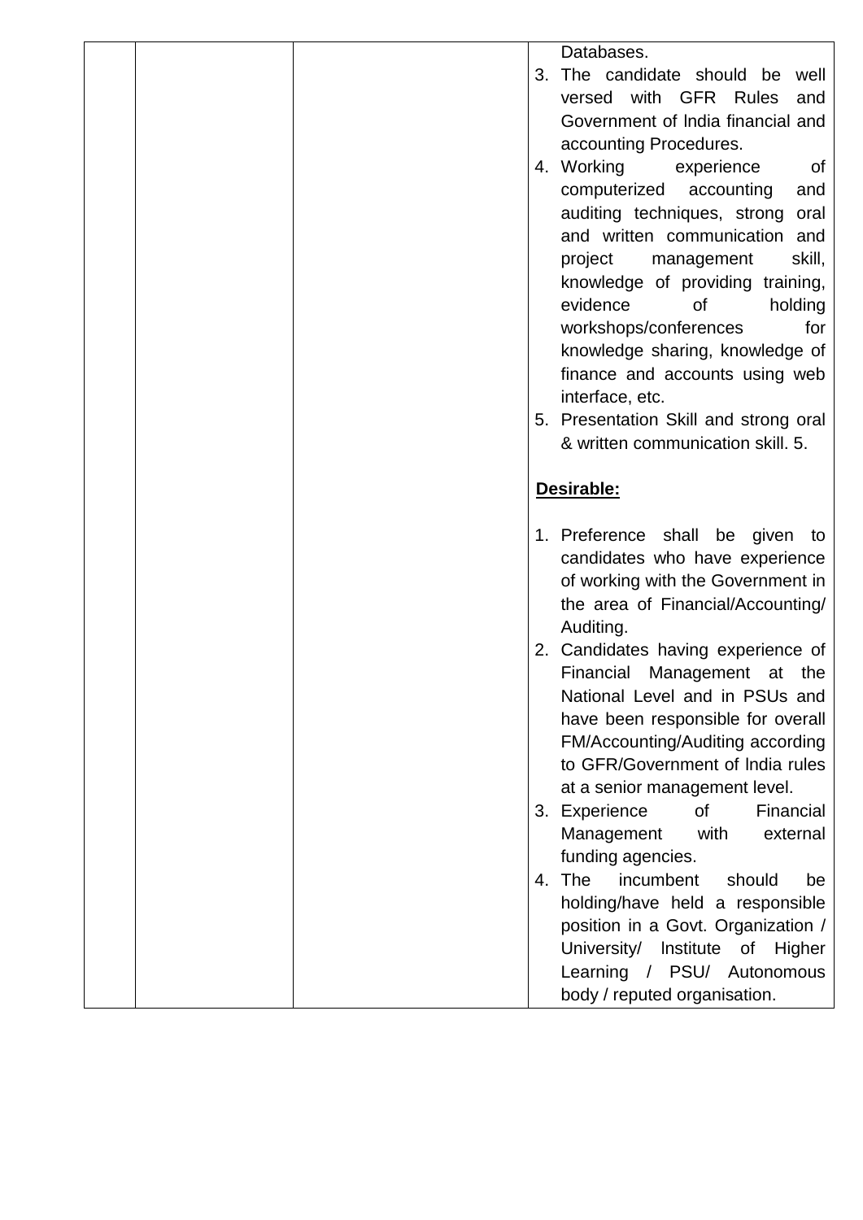| | | | Databases.<br>3. The candidate should be well versed with GFR Rules and Government of India financial and accounting Procedures.<br>4. Working experience of computerized accounting and auditing techniques, strong oral and written communication and project management skill, knowledge of providing training, evidence of holding workshops/conferences for knowledge sharing, knowledge of finance and accounts using web interface, etc.<br>5. Presentation Skill and strong oral & written communication skill. 5.<br><br>**Desirable:**<br><br>1. Preference shall be given to candidates who have experience of working with the Government in the area of Financial/Accounting/ Auditing.<br>2. Candidates having experience of Financial Management at the National Level and in PSUs and have been responsible for overall FM/Accounting/Auditing according to GFR/Government of India rules at a senior management level.<br>3. Experience of Financial Management with external funding agencies.<br>4. The incumbent should be holding/have held a responsible position in a Govt. Organization / University/ Institute of Higher Learning / PSU/ Autonomous body / reputed organisation. |
|---|---|---|---|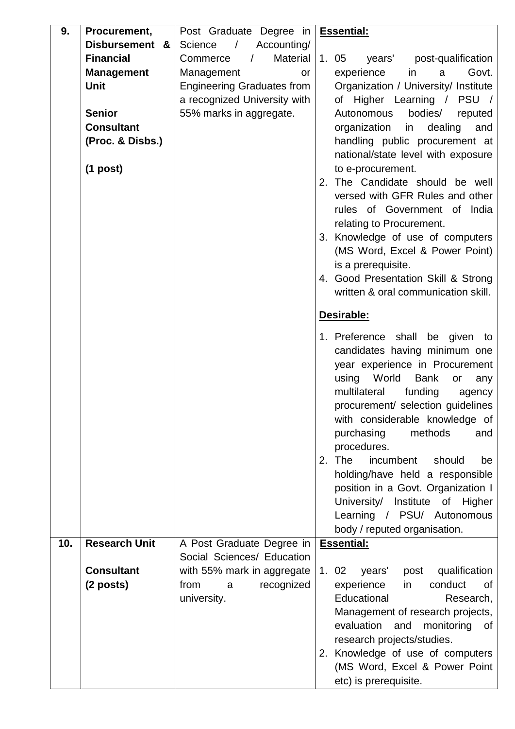| | | | |
|---|---|---|---|
| **9.** | **Procurement, Disbursement & Financial Management Unit**<br><br>**Senior Consultant (Proc. & Disbs.)**<br><br>**(1 post)** | Post Graduate Degree in Science / Accounting/ Commerce / Material Management or Engineering Graduates from a recognized University with 55% marks in aggregate. | **<u>Essential:</u>**<br><br>1. 05 years' post-qualification experience in a Govt. Organization / University/ Institute of Higher Learning / PSU / Autonomous bodies/ reputed organization in dealing and handling public procurement at national/state level with exposure to e-procurement.<br>2. The Candidate should be well versed with GFR Rules and other rules of Government of India relating to Procurement.<br>3. Knowledge of use of computers (MS Word, Excel & Power Point) is a prerequisite.<br>4. Good Presentation Skill & Strong written & oral communication skill.<br><br>**<u>Desirable:</u>**<br><br>1. Preference shall be given to candidates having minimum one year experience in Procurement using World Bank or any multilateral funding agency procurement/ selection guidelines with considerable knowledge of purchasing methods and procedures.<br>2. The incumbent should be holding/have held a responsible position in a Govt. Organization I University/ Institute of Higher Learning / PSU/ Autonomous body / reputed organisation. |
| **10.** | **Research Unit**<br><br>**Consultant (2 posts)** | A Post Graduate Degree in Social Sciences/ Education with 55% mark in aggregate from a recognized university. | **<u>Essential:</u>**<br><br>1. 02 years' post qualification experience in conduct of Educational Research, Management of research projects, evaluation and monitoring of research projects/studies.<br>2. Knowledge of use of computers (MS Word, Excel & Power Point etc) is prerequisite. |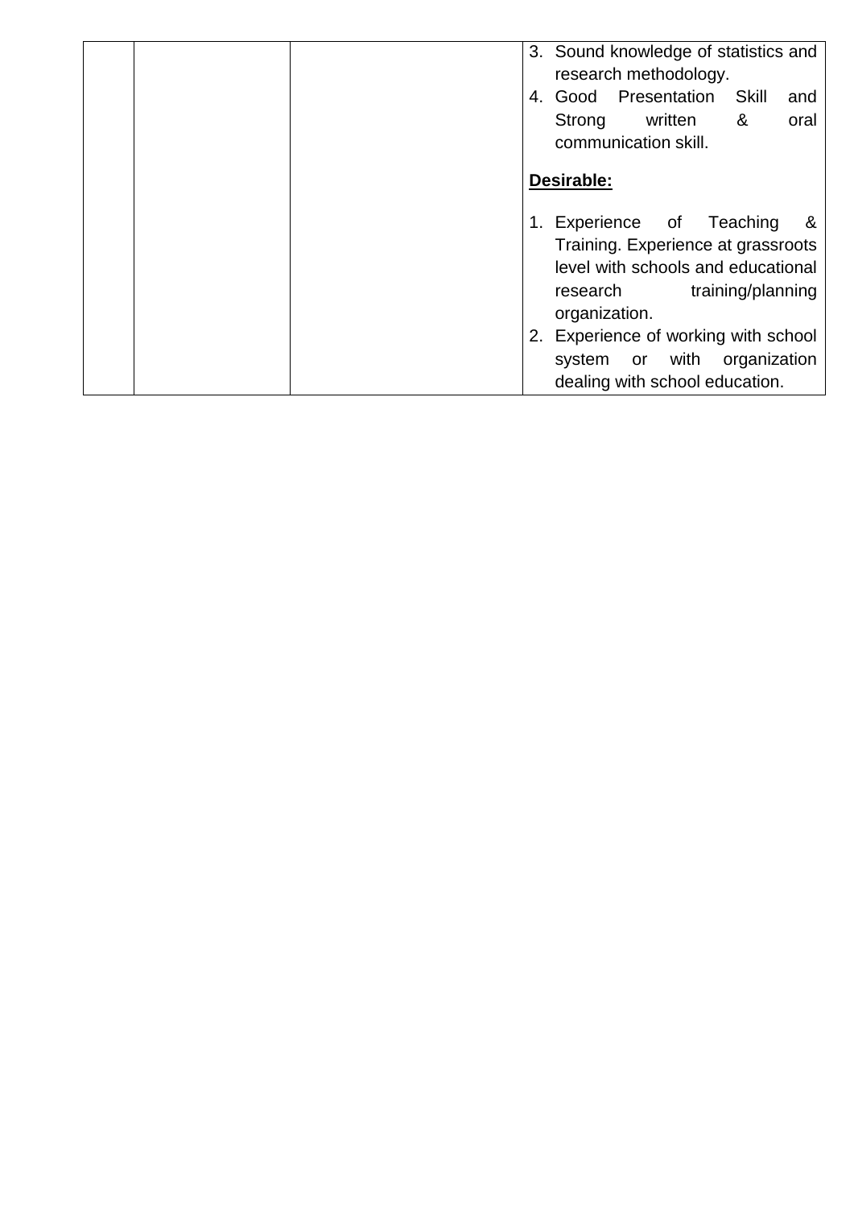|  |  |  | 3. Sound knowledge of statistics and research methodology.<br>4. Good Presentation Skill and Strong written & oral communication skill.<br><br>**Desirable:**<br><br>1. Experience of Teaching & Training. Experience at grassroots level with schools and educational research training/planning organization.<br>2. Experience of working with school system or with organization dealing with school education. |
|---|---|---|---|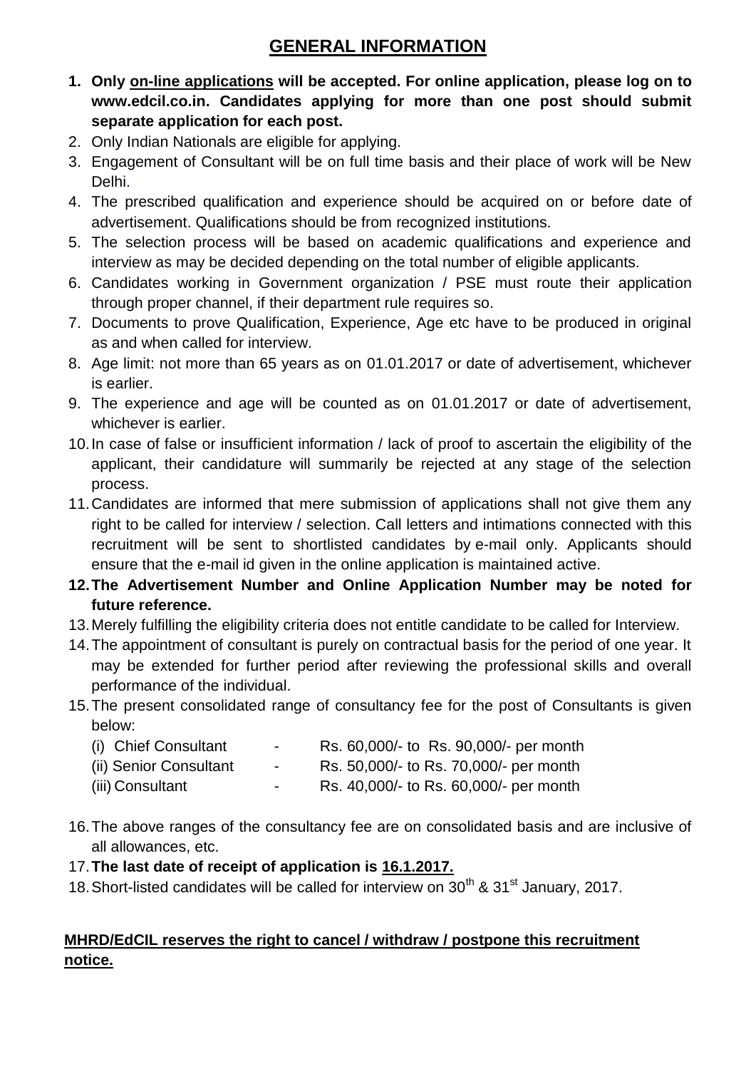# GENERAL INFORMATION

1. **Only on-line applications will be accepted. For online application, please log on to www.edcil.co.in. Candidates applying for more than one post should submit separate application for each post.**
2. Only Indian Nationals are eligible for applying.
3. Engagement of Consultant will be on full time basis and their place of work will be New Delhi.
4. The prescribed qualification and experience should be acquired on or before date of advertisement. Qualifications should be from recognized institutions.
5. The selection process will be based on academic qualifications and experience and interview as may be decided depending on the total number of eligible applicants.
6. Candidates working in Government organization / PSE must route their application through proper channel, if their department rule requires so.
7. Documents to prove Qualification, Experience, Age etc have to be produced in original as and when called for interview.
8. Age limit: not more than 65 years as on 01.01.2017 or date of advertisement, whichever is earlier.
9. The experience and age will be counted as on 01.01.2017 or date of advertisement, whichever is earlier.
10. In case of false or insufficient information / lack of proof to ascertain the eligibility of the applicant, their candidature will summarily be rejected at any stage of the selection process.
11. Candidates are informed that mere submission of applications shall not give them any right to be called for interview / selection. Call letters and intimations connected with this recruitment will be sent to shortlisted candidates by e-mail only. Applicants should ensure that the e-mail id given in the online application is maintained active.
12. **The Advertisement Number and Online Application Number may be noted for future reference.**
13. Merely fulfilling the eligibility criteria does not entitle candidate to be called for Interview.
14. The appointment of consultant is purely on contractual basis for the period of one year. It may be extended for further period after reviewing the professional skills and overall performance of the individual.
15. The present consolidated range of consultancy fee for the post of Consultants is given below:
    - (i) Chief Consultant - Rs. 60,000/- to Rs. 90,000/- per month
    - (ii) Senior Consultant - Rs. 50,000/- to Rs. 70,000/- per month
    - (iii) Consultant - Rs. 40,000/- to Rs. 60,000/- per month
16. The above ranges of the consultancy fee are on consolidated basis and are inclusive of all allowances, etc.
17. **The last date of receipt of application is 16.1.2017.**
18. Short-listed candidates will be called for interview on 30th & 31st January, 2017.

**MHRD/EdCIL reserves the right to cancel / withdraw / postpone this recruitment notice.**